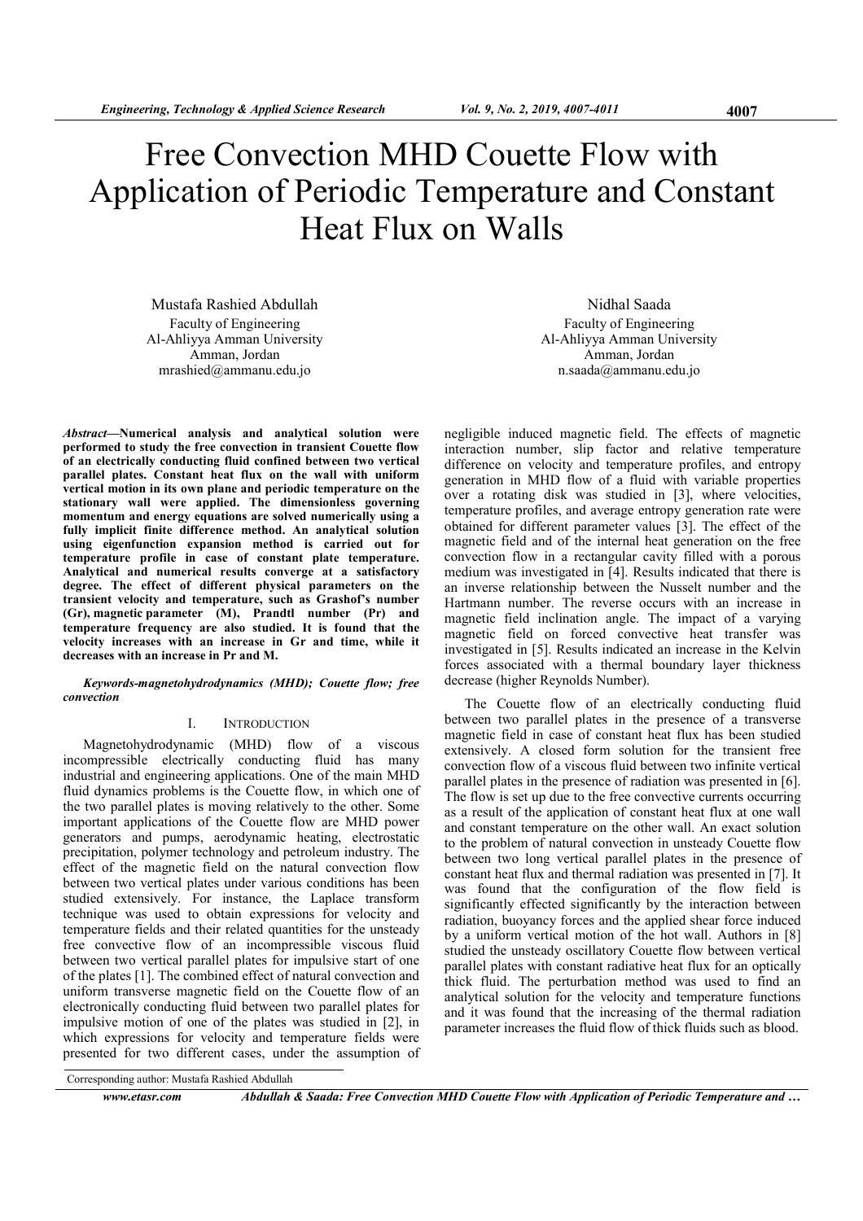# Free Convection MHD Couette Flow with Application of Periodic Temperature and Constant Heat Flux on Walls

Mustafa Rashied Abdullah
Faculty of Engineering
Al-Ahliyya Amman University
Amman, Jordan
mrashied@ammanu.edu.jo

Nidhal Saada
Faculty of Engineering
Al-Ahliyya Amman University
Amman, Jordan
n.saada@ammanu.edu.jo

***Abstract*—Numerical analysis and analytical solution were performed to study the free convection in transient Couette flow of an electrically conducting fluid confined between two vertical parallel plates. Constant heat flux on the wall with uniform vertical motion in its own plane and periodic temperature on the stationary wall were applied. The dimensionless governing momentum and energy equations are solved numerically using a fully implicit finite difference method. An analytical solution using eigenfunction expansion method is carried out for temperature profile in case of constant plate temperature. Analytical and numerical results converge at a satisfactory degree. The effect of different physical parameters on the transient velocity and temperature, such as Grashof's number (Gr), magnetic parameter (M), Prandtl number (Pr) and temperature frequency are also studied. It is found that the velocity increases with an increase in Gr and time, while it decreases with an increase in Pr and M.**

***Keywords-magnetohydrodynamics (MHD); Couette flow; free convection***

## I. Introduction

Magnetohydrodynamic (MHD) flow of a viscous incompressible electrically conducting fluid has many industrial and engineering applications. One of the main MHD fluid dynamics problems is the Couette flow, in which one of the two parallel plates is moving relatively to the other. Some important applications of the Couette flow are MHD power generators and pumps, aerodynamic heating, electrostatic precipitation, polymer technology and petroleum industry. The effect of the magnetic field on the natural convection flow between two vertical plates under various conditions has been studied extensively. For instance, the Laplace transform technique was used to obtain expressions for velocity and temperature fields and their related quantities for the unsteady free convective flow of an incompressible viscous fluid between two vertical parallel plates for impulsive start of one of the plates [1]. The combined effect of natural convection and uniform transverse magnetic field on the Couette flow of an electronically conducting fluid between two parallel plates for impulsive motion of one of the plates was studied in [2], in which expressions for velocity and temperature fields were presented for two different cases, under the assumption of negligible induced magnetic field. The effects of magnetic interaction number, slip factor and relative temperature difference on velocity and temperature profiles, and entropy generation in MHD flow of a fluid with variable properties over a rotating disk was studied in [3], where velocities, temperature profiles, and average entropy generation rate were obtained for different parameter values [3]. The effect of the magnetic field and of the internal heat generation on the free convection flow in a rectangular cavity filled with a porous medium was investigated in [4]. Results indicated that there is an inverse relationship between the Nusselt number and the Hartmann number. The reverse occurs with an increase in magnetic field inclination angle. The impact of a varying magnetic field on forced convective heat transfer was investigated in [5]. Results indicated an increase in the Kelvin forces associated with a thermal boundary layer thickness decrease (higher Reynolds Number).

The Couette flow of an electrically conducting fluid between two parallel plates in the presence of a transverse magnetic field in case of constant heat flux has been studied extensively. A closed form solution for the transient free convection flow of a viscous fluid between two infinite vertical parallel plates in the presence of radiation was presented in [6]. The flow is set up due to the free convective currents occurring as a result of the application of constant heat flux at one wall and constant temperature on the other wall. An exact solution to the problem of natural convection in unsteady Couette flow between two long vertical parallel plates in the presence of constant heat flux and thermal radiation was presented in [7]. It was found that the configuration of the flow field is significantly effected significantly by the interaction between radiation, buoyancy forces and the applied shear force induced by a uniform vertical motion of the hot wall. Authors in [8] studied the unsteady oscillatory Couette flow between vertical parallel plates with constant radiative heat flux for an optically thick fluid. The perturbation method was used to find an analytical solution for the velocity and temperature functions and it was found that the increasing of the thermal radiation parameter increases the fluid flow of thick fluids such as blood.

Corresponding author: Mustafa Rashied Abdullah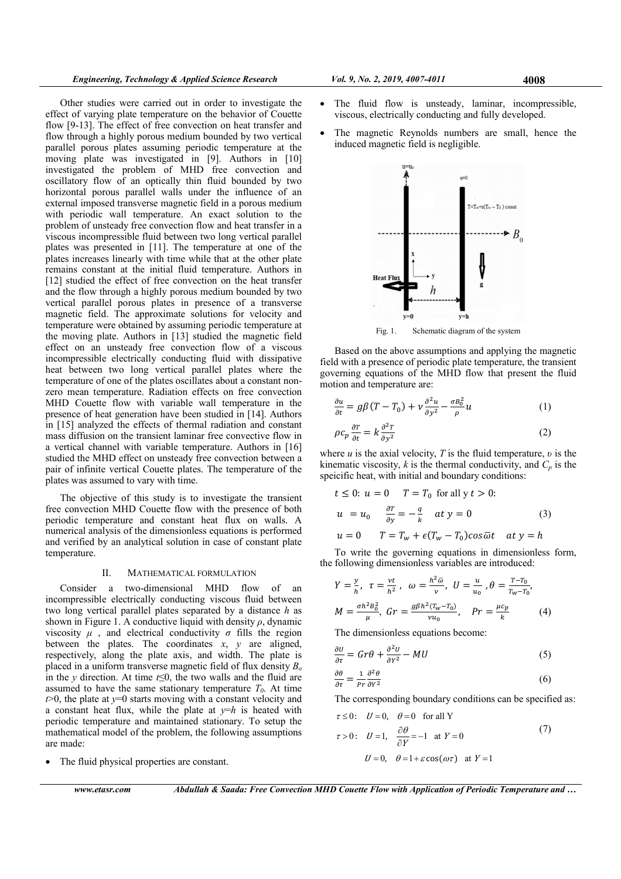Other studies were carried out in order to investigate the effect of varying plate temperature on the behavior of Couette flow [9-13]. The effect of free convection on heat transfer and flow through a highly porous medium bounded by two vertical parallel porous plates assuming periodic temperature at the moving plate was investigated in [9]. Authors in [10] investigated the problem of MHD free convection and oscillatory flow of an optically thin fluid bounded by two horizontal porous parallel walls under the influence of an external imposed transverse magnetic field in a porous medium with periodic wall temperature. An exact solution to the problem of unsteady free convection flow and heat transfer in a viscous incompressible fluid between two long vertical parallel plates was presented in [11]. The temperature at one of the plates increases linearly with time while that at the other plate remains constant at the initial fluid temperature. Authors in [12] studied the effect of free convection on the heat transfer and the flow through a highly porous medium bounded by two vertical parallel porous plates in presence of a transverse magnetic field. The approximate solutions for velocity and temperature were obtained by assuming periodic temperature at the moving plate. Authors in [13] studied the magnetic field effect on an unsteady free convection flow of a viscous incompressible electrically conducting fluid with dissipative heat between two long vertical parallel plates where the temperature of one of the plates oscillates about a constant non-zero mean temperature. Radiation effects on free convection MHD Couette flow with variable wall temperature in the presence of heat generation have been studied in [14]. Authors in [15] analyzed the effects of thermal radiation and constant mass diffusion on the transient laminar free convective flow in a vertical channel with variable temperature. Authors in [16] studied the MHD effect on unsteady free convection between a pair of infinite vertical Couette plates. The temperature of the plates was assumed to vary with time.

The objective of this study is to investigate the transient free convection MHD Couette flow with the presence of both periodic temperature and constant heat flux on walls. A numerical analysis of the dimensionless equations is performed and verified by an analytical solution in case of constant plate temperature.

## II. MATHEMATICAL FORMULATION

Consider a two-dimensional MHD flow of an incompressible electrically conducting viscous fluid between two long vertical parallel plates separated by a distance $h$ as shown in Figure 1. A conductive liquid with density $\rho$, dynamic viscosity $\mu$, and electrical conductivity $\sigma$ fills the region between the plates. The coordinates $x$, $y$ are aligned, respectively, along the plate axis, and width. The plate is placed in a uniform transverse magnetic field of flux density $B_o$ in the $y$ direction. At time $t \leq 0$, the two walls and the fluid are assumed to have the same stationary temperature $T_0$. At time $t>0$, the plate at $y=0$ starts moving with a constant velocity and a constant heat flux, while the plate at $y=h$ is heated with periodic temperature and maintained stationary. To setup the mathematical model of the problem, the following assumptions are made:

- The fluid physical properties are constant.
- The fluid flow is unsteady, laminar, incompressible, viscous, electrically conducting and fully developed.
- The magnetic Reynolds numbers are small, hence the induced magnetic field is negligible.

Fig. 1. Schematic diagram of the system

Based on the above assumptions and applying the magnetic field with a presence of periodic plate temperature, the transient governing equations of the MHD flow that present the fluid motion and temperature are:

$$\frac{\partial u}{\partial t} = g\beta(T - T_0) + \nu \frac{\partial^2 u}{\partial y^2} - \frac{\sigma B_0^2}{\rho} u \tag{1}$$

$$\rho c_p \frac{\partial T}{\partial t} = k \frac{\partial^2 T}{\partial y^2} \tag{2}$$

where $u$ is the axial velocity, $T$ is the fluid temperature, $\upsilon$ is the kinematic viscosity, $k$ is the thermal conductivity, and $C_p$ is the speicific heat, with initial and boundary conditions:

$$\begin{aligned} &t \leq 0:\ u = 0 \quad T = T_0 \ \text{ for all y } t > 0: \\ &u = u_0 \quad \frac{\partial T}{\partial y} = -\frac{q}{k} \quad at\ y = 0 \\ &u = 0 \quad T = T_w + \epsilon(T_w - T_0)\cos\overline{\omega}t \quad at\ y = h \end{aligned} \tag{3}$$

To write the governing equations in dimensionless form, the following dimensionless variables are introduced:

$$\begin{aligned} &Y = \frac{y}{h},\ \tau = \frac{\nu t}{h^2},\ \omega = \frac{h^2 \overline{\omega}}{\nu},\ U = \frac{u}{u_0},\ \theta = \frac{T - T_0}{T_w - T_0}, \\ &M = \frac{\sigma h^2 B_0^2}{\mu},\ Gr = \frac{g\beta h^2 (T_w - T_0)}{\nu u_0}, \quad Pr = \frac{\mu c_p}{k} \end{aligned} \tag{4}$$

The dimensionless equations become:

$$\frac{\partial U}{\partial \tau} = Gr\theta + \frac{\partial^2 U}{\partial Y^2} - MU \tag{5}$$

$$\frac{\partial \theta}{\partial \tau} = \frac{1}{Pr} \frac{\partial^2 \theta}{\partial Y^2} \tag{6}$$

The corresponding boundary conditions can be specified as:

$$\begin{aligned} &\tau \leq 0: \quad U = 0, \quad \theta = 0 \quad \text{for all Y} \\ &\tau > 0: \quad U = 1, \quad \frac{\partial \theta}{\partial Y} = -1 \quad \text{at } Y = 0 \\ &\qquad\quad U = 0, \quad \theta = 1 + \varepsilon\cos(\omega\tau) \quad \text{at } Y = 1 \end{aligned} \tag{7}$$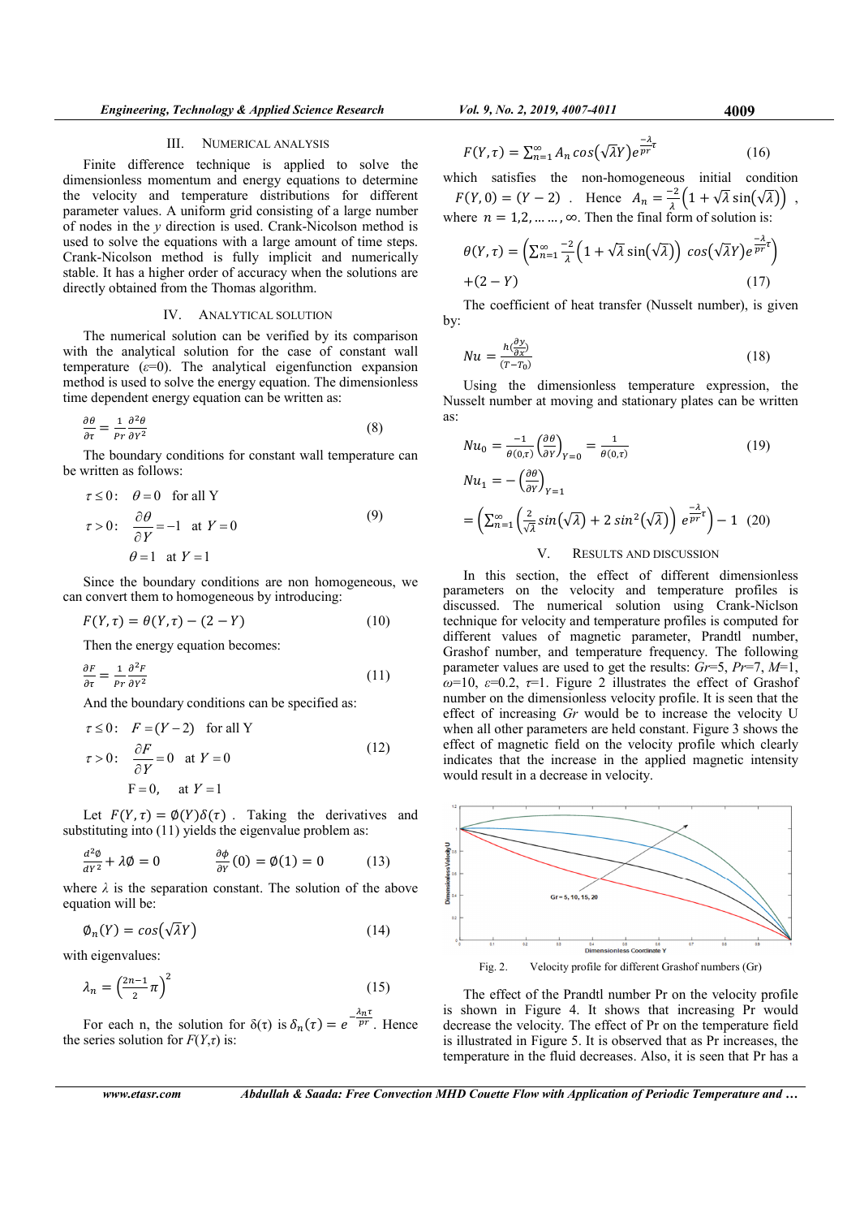## III. NUMERICAL ANALYSIS

Finite difference technique is applied to solve the dimensionless momentum and energy equations to determine the velocity and temperature distributions for different parameter values. A uniform grid consisting of a large number of nodes in the *y* direction is used. Crank-Nicolson method is used to solve the equations with a large amount of time steps. Crank-Nicolson method is fully implicit and numerically stable. It has a higher order of accuracy when the solutions are directly obtained from the Thomas algorithm.

## IV. ANALYTICAL SOLUTION

The numerical solution can be verified by its comparison with the analytical solution for the case of constant wall temperature ($\varepsilon$=0). The analytical eigenfunction expansion method is used to solve the energy equation. The dimensionless time dependent energy equation can be written as:

$$\frac{\partial\theta}{\partial\tau} = \frac{1}{Pr}\frac{\partial^2\theta}{\partial Y^2} \tag{8}$$

The boundary conditions for constant wall temperature can be written as follows:

$$\begin{aligned} \tau \le 0: &\quad \theta = 0 \quad \text{for all Y} \\ \tau > 0: &\quad \frac{\partial\theta}{\partial Y} = -1 \quad \text{at } Y = 0 \\ &\quad \theta = 1 \quad \text{at } Y = 1 \end{aligned} \tag{9}$$

Since the boundary conditions are non homogeneous, we can convert them to homogeneous by introducing:

$$F(Y,\tau) = \theta(Y,\tau) - (2 - Y) \tag{10}$$

Then the energy equation becomes:

$$\frac{\partial F}{\partial\tau} = \frac{1}{Pr}\frac{\partial^2 F}{\partial Y^2} \tag{11}$$

And the boundary conditions can be specified as:

$$\begin{aligned} \tau \le 0: &\quad F = (Y - 2) \quad \text{for all Y} \\ \tau > 0: &\quad \frac{\partial F}{\partial Y} = 0 \quad \text{at } Y = 0 \\ &\quad F = 0, \quad \text{at } Y = 1 \end{aligned} \tag{12}$$

Let $F(Y,\tau) = \emptyset(Y)\delta(\tau)$. Taking the derivatives and substituting into (11) yields the eigenvalue problem as:

$$\frac{d^2\emptyset}{dY^2} + \lambda\emptyset = 0 \qquad \frac{\partial\phi}{\partial Y}(0) = \emptyset(1) = 0 \tag{13}$$

where $\lambda$ is the separation constant. The solution of the above equation will be:

$$\emptyset_n(Y) = cos\left(\sqrt{\lambda}Y\right) \tag{14}$$

with eigenvalues:

$$\lambda_n = \left(\frac{2n-1}{2}\pi\right)^2 \tag{15}$$

For each n, the solution for $\delta(\tau)$ is $\delta_n(\tau) = e^{-\frac{\lambda_n\tau}{pr}}$. Hence the series solution for $F(Y,\tau)$ is:

$$F(Y,\tau) = \sum_{n=1}^{\infty} A_n\, cos\left(\sqrt{\lambda}Y\right)e^{\frac{-\lambda}{pr}\tau} \tag{16}$$

which satisfies the non-homogeneous initial condition $F(Y,0) = (Y-2)$. Hence $A_n = \frac{-2}{\lambda}\left(1 + \sqrt{\lambda}\sin\left(\sqrt{\lambda}\right)\right)$, where $n = 1,2,\ldots\ldots,\infty$. Then the final form of solution is:

$$\theta(Y,\tau) = \left(\sum_{n=1}^{\infty}\frac{-2}{\lambda}\left(1+\sqrt{\lambda}\sin\left(\sqrt{\lambda}\right)\right) cos\left(\sqrt{\lambda}Y\right)e^{\frac{-\lambda}{pr}\tau}\right) + (2 - Y) \tag{17}$$

The coefficient of heat transfer (Nusselt number), is given by:

$$Nu = \frac{h\left(\frac{\partial y}{\partial x}\right)}{(T - T_0)} \tag{18}$$

Using the dimensionless temperature expression, the Nusselt number at moving and stationary plates can be written as:

$$Nu_0 = \frac{-1}{\theta(0,\tau)}\left(\frac{\partial\theta}{\partial Y}\right)_{Y=0} = \frac{1}{\theta(0,\tau)} \tag{19}$$

$$Nu_1 = -\left(\frac{\partial\theta}{\partial Y}\right)_{Y=1} = \left(\sum_{n=1}^{\infty}\left(\frac{2}{\sqrt{\lambda}}sin\left(\sqrt{\lambda}\right) + 2\,sin^2\left(\sqrt{\lambda}\right)\right) e^{\frac{-\lambda}{pr}\tau}\right) - 1 \tag{20}$$

## V. RESULTS AND DISCUSSION

In this section, the effect of different dimensionless parameters on the velocity and temperature profiles is discussed. The numerical solution using Crank-Niclson technique for velocity and temperature profiles is computed for different values of magnetic parameter, Prandtl number, Grashof number, and temperature frequency. The following parameter values are used to get the results: *Gr*=5, *Pr*=7, *M*=1, $\omega$=10, $\varepsilon$=0.2, $\tau$=1. Figure 2 illustrates the effect of Grashof number on the dimensionless velocity profile. It is seen that the effect of increasing *Gr* would be to increase the velocity U when all other parameters are held constant. Figure 3 shows the effect of magnetic field on the velocity profile which clearly indicates that the increase in the applied magnetic intensity would result in a decrease in velocity.

Fig. 2. Velocity profile for different Grashof numbers (Gr)

The effect of the Prandtl number Pr on the velocity profile is shown in Figure 4. It shows that increasing Pr would decrease the velocity. The effect of Pr on the temperature field is illustrated in Figure 5. It is observed that as Pr increases, the temperature in the fluid decreases. Also, it is seen that Pr has a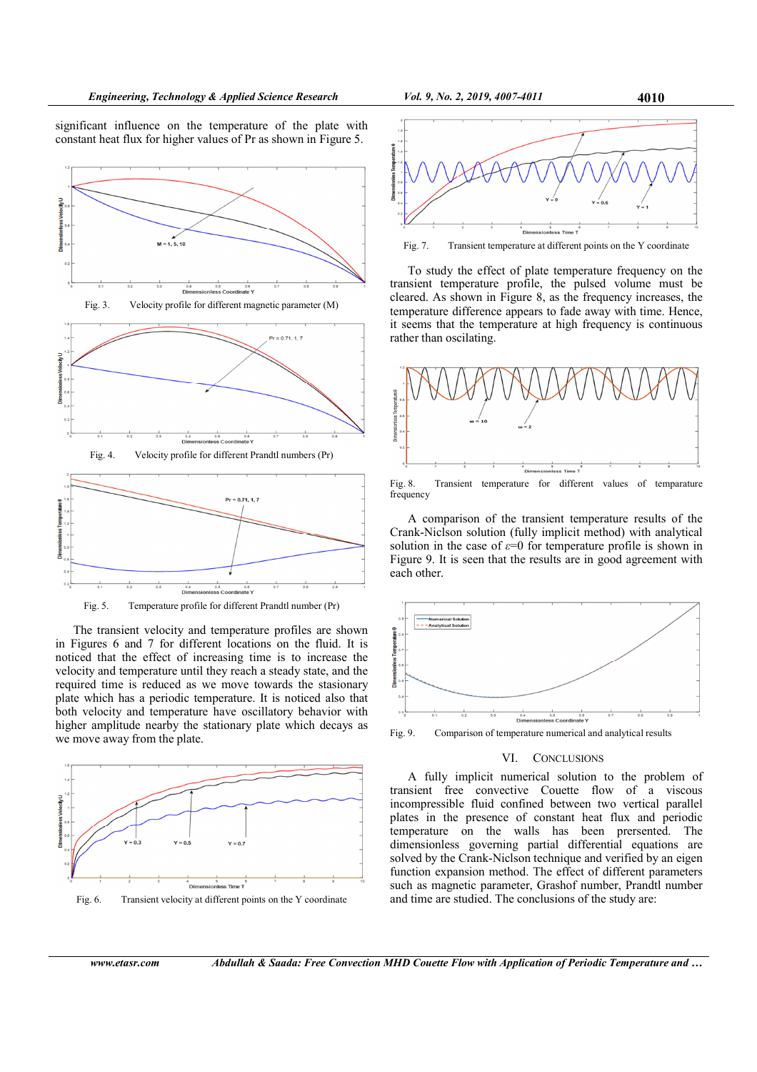significant influence on the temperature of the plate with constant heat flux for higher values of Pr as shown in Figure 5.

Fig. 3. Velocity profile for different magnetic parameter (M)

Fig. 4. Velocity profile for different Prandtl numbers (Pr)

Fig. 5. Temperature profile for different Prandtl number (Pr)

The transient velocity and temperature profiles are shown in Figures 6 and 7 for different locations on the fluid. It is noticed that the effect of increasing time is to increase the velocity and temperature until they reach a steady state, and the required time is reduced as we move towards the stasionary plate which has a periodic temperature. It is noticed also that both velocity and temperature have oscillatory behavior with higher amplitude nearby the stationary plate which decays as we move away from the plate.

Fig. 6. Transient velocity at different points on the Y coordinate

Fig. 7. Transient temperature at different points on the Y coordinate

To study the effect of plate temperature frequency on the transient temperature profile, the pulsed volume must be cleared. As shown in Figure 8, as the frequency increases, the temperature difference appears to fade away with time. Hence, it seems that the temperature at high frequency is continuous rather than oscillating.

Fig. 8. Transient temperature for different values of temparature frequency

A comparison of the transient temperature results of the Crank-Nicslon solution (fully implicit method) with analytical solution in the case of $\varepsilon$=0 for temperature profile is shown in Figure 9. It is seen that the results are in good agreement with each other.

Fig. 9. Comparison of temperature numerical and analytical results

## VI. CONCLUSIONS

A fully implicit numerical solution to the problem of transient free convective Couette flow of a viscous incompressible fluid confined between two vertical parallel plates in the presence of constant heat flux and periodic temperature on the walls has been presented. The dimensionless governing partial differential equations are solved by the Crank-Nicslon technique and verified by an eigen function expansion method. The effect of different parameters such as magnetic parameter, Grashof number, Prandtl number and time are studied. The conclusions of the study are: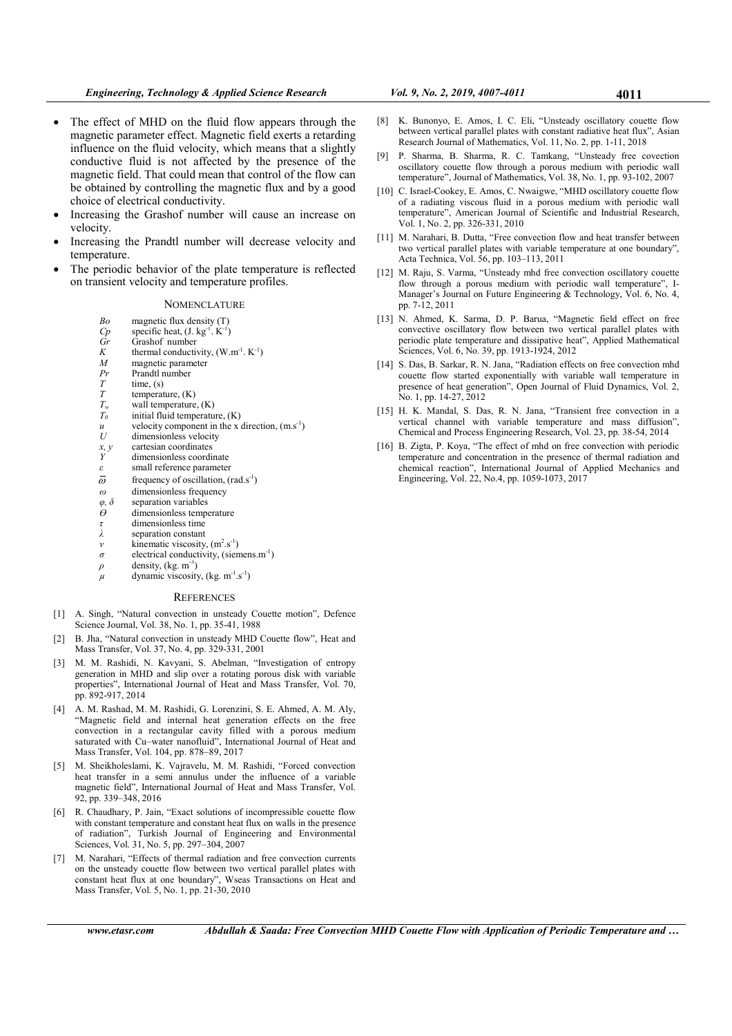- The effect of MHD on the fluid flow appears through the magnetic parameter effect. Magnetic field exerts a retarding influence on the fluid velocity, which means that a slightly conductive fluid is not affected by the presence of the magnetic field. That could mean that control of the flow can be obtained by controlling the magnetic flux and by a good choice of electrical conductivity.
- Increasing the Grashof number will cause an increase on velocity.
- Increasing the Prandtl number will decrease velocity and temperature.
- The periodic behavior of the plate temperature is reflected on transient velocity and temperature profiles.

## NOMENCLATURE

| | |
|---|---|
| $B_0$ | magnetic flux density (T) |
| $C_p$ | specific heat, ($J.kg^{-1}.K^{-1}$) |
| $Gr$ | Grashof number |
| $K$ | thermal conductivity, ($W.m^{-1}.K^{-1}$) |
| $M$ | magnetic parameter |
| $Pr$ | Prandtl number |
| $T$ | time, (s) |
| $T$ | temperature, (K) |
| $T_w$ | wall temperature, (K) |
| $T_0$ | initial fluid temperature, (K) |
| $u$ | velocity component in the x direction, ($m.s^{-1}$) |
| $U$ | dimensionless velocity |
| $x, y$ | cartesian coordinates |
| $Y$ | dimensionless coordinate |
| $\varepsilon$ | small reference parameter |
| $\bar{\omega}$ | frequency of oscillation, ($rad.s^{-1}$) |
| $\omega$ | dimensionless frequency |
| $\varphi, \delta$ | separation variables |
| $\Theta$ | dimensionless temperature |
| $\tau$ | dimensionless time |
| $\lambda$ | separation constant |
| $\nu$ | kinematic viscosity, ($m^2.s^{-1}$) |
| $\sigma$ | electrical conductivity, ($siemens.m^{-1}$) |
| $\rho$ | density, ($kg.m^{-3}$) |
| $\mu$ | dynamic viscosity, ($kg.m^{-1}.s^{-1}$) |

## REFERENCES

[1] A. Singh, "Natural convection in unsteady Couette motion", Defence Science Journal, Vol. 38, No. 1, pp. 35-41, 1988

[2] B. Jha, "Natural convection in unsteady MHD Couette flow", Heat and Mass Transfer, Vol. 37, No. 4, pp. 329-331, 2001

[3] M. M. Rashidi, N. Kavyani, S. Abelman, "Investigation of entropy generation in MHD and slip over a rotating porous disk with variable properties", International Journal of Heat and Mass Transfer, Vol. 70, pp. 892-917, 2014

[4] A. M. Rashad, M. M. Rashidi, G. Lorenzini, S. E. Ahmed, A. M. Aly, "Magnetic field and internal heat generation effects on the free convection in a rectangular cavity filled with a porous medium saturated with Cu–water nanofluid", International Journal of Heat and Mass Transfer, Vol. 104, pp. 878–89, 2017

[5] M. Sheikholeslami, K. Vajravelu, M. M. Rashidi, "Forced convection heat transfer in a semi annulus under the influence of a variable magnetic field", International Journal of Heat and Mass Transfer, Vol. 92, pp. 339–348, 2016

[6] R. Chaudhary, P. Jain, "Exact solutions of incompressible couette flow with constant temperature and constant heat flux on walls in the presence of radiation", Turkish Journal of Engineering and Environmental Sciences, Vol. 31, No. 5, pp. 297–304, 2007

[7] M. Narahari, "Effects of thermal radiation and free convection currents on the unsteady couette flow between two vertical parallel plates with constant heat flux at one boundary", Wseas Transactions on Heat and Mass Transfer, Vol. 5, No. 1, pp. 21-30, 2010

[8] K. Bunonyo, E. Amos, I. C. Eli, "Unsteady oscillatory couette flow between vertical parallel plates with constant radiative heat flux", Asian Research Journal of Mathematics, Vol. 11, No. 2, pp. 1-11, 2018

[9] P. Sharma, B. Sharma, R. C. Tamkang, "Unsteady free covection oscillatory couette flow through a porous medium with periodic wall temperature", Journal of Mathematics, Vol. 38, No. 1, pp. 93-102, 2007

[10] C. Israel-Cookey, E. Amos, C. Nwaigwe, "MHD oscillatory couette flow of a radiating viscous fluid in a porous medium with periodic wall temperature", American Journal of Scientific and Industrial Research, Vol. 1, No. 2, pp. 326-331, 2010

[11] M. Narahari, B. Dutta, "Free convection flow and heat transfer between two vertical parallel plates with variable temperature at one boundary", Acta Technica, Vol. 56, pp. 103–113, 2011

[12] M. Raju, S. Varma, "Unsteady mhd free convection oscillatory couette flow through a porous medium with periodic wall temperature", I-Manager's Journal on Future Engineering & Technology, Vol. 6, No. 4, pp. 7-12, 2011

[13] N. Ahmed, K. Sarma, D. P. Barua, "Magnetic field effect on free convective oscillatory flow between two vertical parallel plates with periodic plate temperature and dissipative heat", Applied Mathematical Sciences, Vol. 6, No. 39, pp. 1913-1924, 2012

[14] S. Das, B. Sarkar, R. N. Jana, "Radiation effects on free convection mhd couette flow started exponentially with variable wall temperature in presence of heat generation", Open Journal of Fluid Dynamics, Vol. 2, No. 1, pp. 14-27, 2012

[15] H. K. Mandal, S. Das, R. N. Jana, "Transient free convection in a vertical channel with variable temperature and mass diffusion", Chemical and Process Engineering Research, Vol. 23, pp. 38-54, 2014

[16] B. Zigta, P. Koya, "The effect of mhd on free convection with periodic temperature and concentration in the presence of thermal radiation and chemical reaction", International Journal of Applied Mechanics and Engineering, Vol. 22, No.4, pp. 1059-1073, 2017